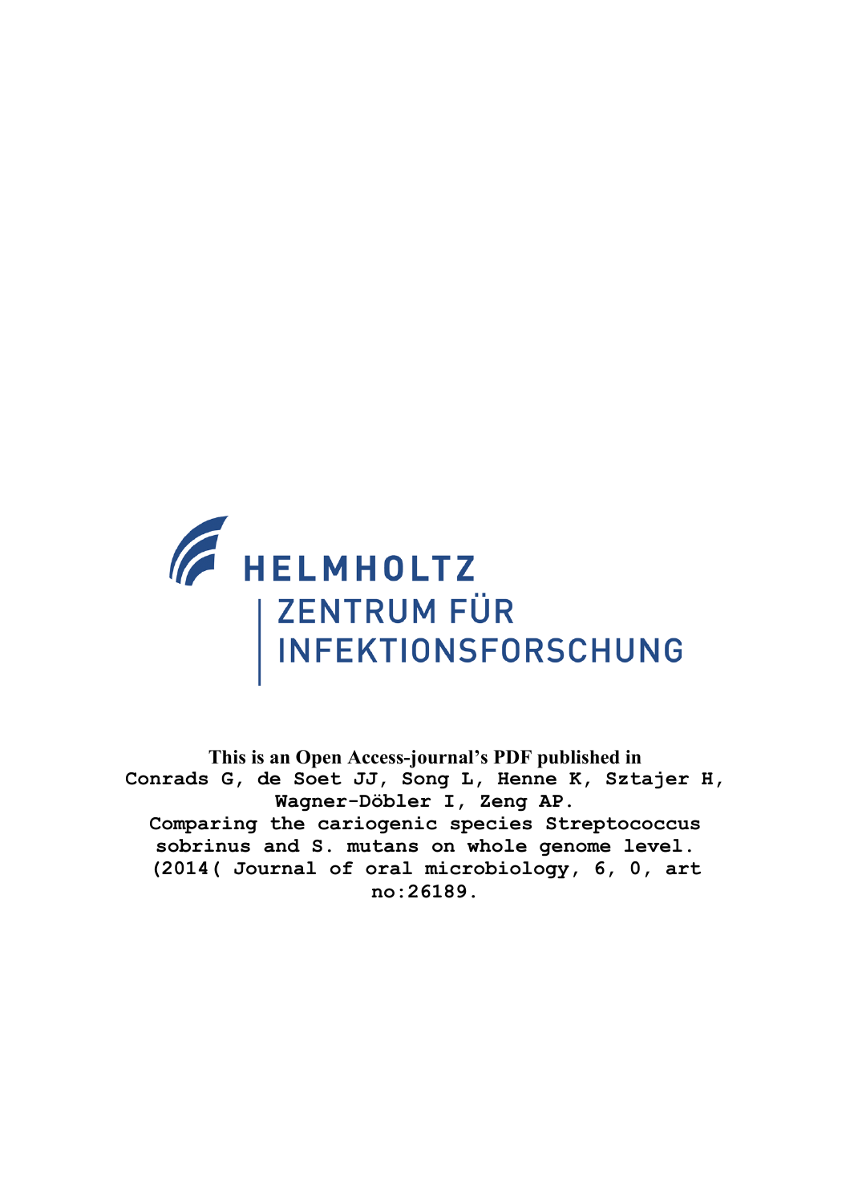HELMHOLTZ

ZENTRUM FÜR INFEKTIONSFORSCHUNG

**This is an Open Access-journal's PDF published in**

Conrads G, de Soet JJ, Song L, Henne K, Sztajer H, Wagner-Döbler I, Zeng AP.
Comparing the cariogenic species Streptococcus sobrinus and S. mutans on whole genome level.
(2014( Journal of oral microbiology, 6, 0, art no:26189.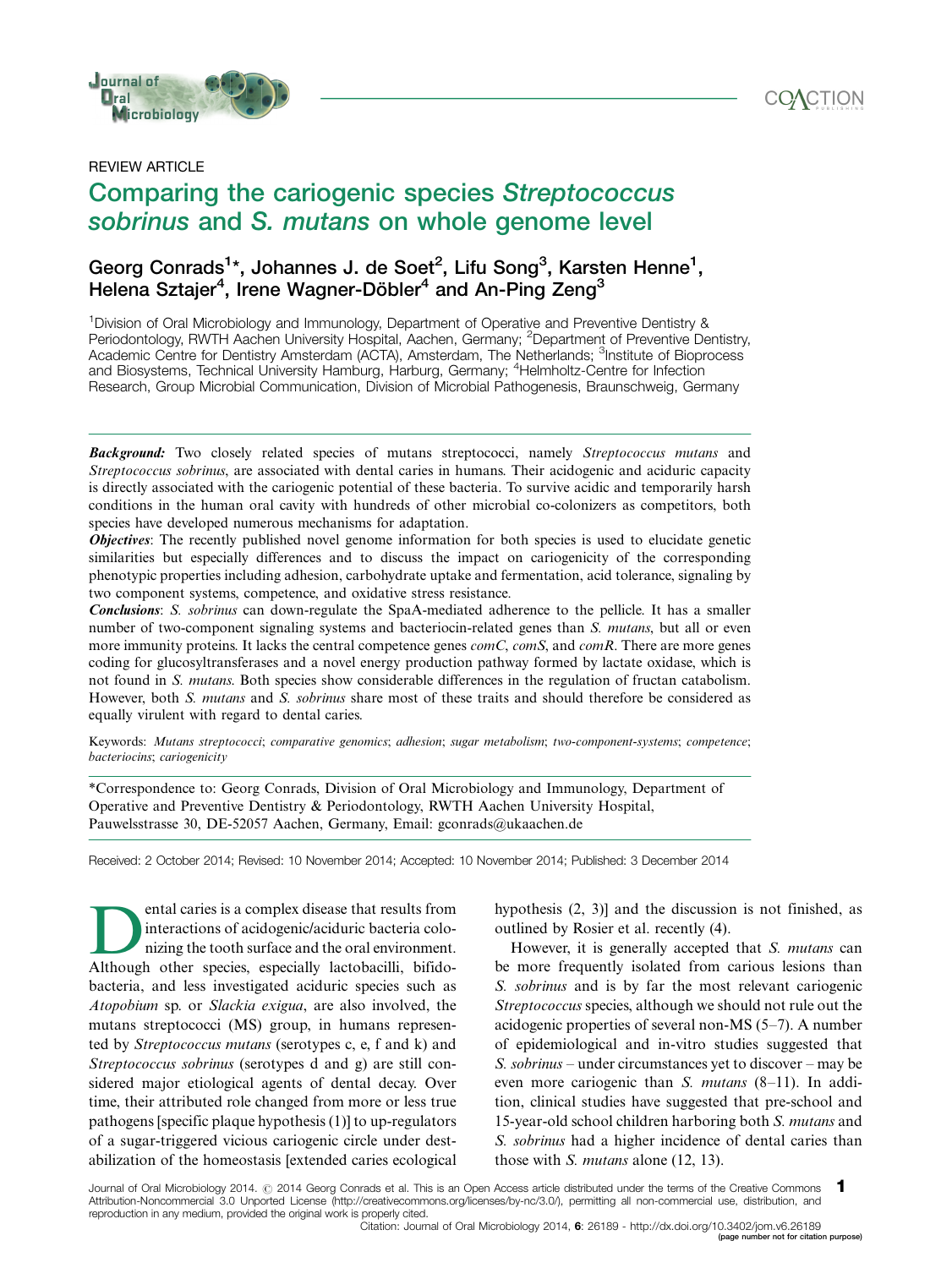REVIEW ARTICLE

# Comparing the cariogenic species *Streptococcus sobrinus* and *S. mutans* on whole genome level

**Georg Conrads[1]*, Johannes J. de Soet[2], Lifu Song[3], Karsten Henne[1], Helena Sztajer[4], Irene Wagner-Döbler[4] and An-Ping Zeng[3]**

[1]Division of Oral Microbiology and Immunology, Department of Operative and Preventive Dentistry & Periodontology, RWTH Aachen University Hospital, Aachen, Germany; [2]Department of Preventive Dentistry, Academic Centre for Dentistry Amsterdam (ACTA), Amsterdam, The Netherlands; [3]Institute of Bioprocess and Biosystems, Technical University Hamburg, Harburg, Germany; [4]Helmholtz-Centre for Infection Research, Group Microbial Communication, Division of Microbial Pathogenesis, Braunschweig, Germany

***Background:*** Two closely related species of mutans streptococci, namely *Streptococcus mutans* and *Streptococcus sobrinus*, are associated with dental caries in humans. Their acidogenic and aciduric capacity is directly associated with the cariogenic potential of these bacteria. To survive acidic and temporarily harsh conditions in the human oral cavity with hundreds of other microbial co-colonizers as competitors, both species have developed numerous mechanisms for adaptation.

***Objectives*:** The recently published novel genome information for both species is used to elucidate genetic similarities but especially differences and to discuss the impact on cariogenicity of the corresponding phenotypic properties including adhesion, carbohydrate uptake and fermentation, acid tolerance, signaling by two component systems, competence, and oxidative stress resistance.

***Conclusions*:** *S. sobrinus* can down-regulate the SpaA-mediated adherence to the pellicle. It has a smaller number of two-component signaling systems and bacteriocin-related genes than *S. mutans*, but all or even more immunity proteins. It lacks the central competence genes *comC*, *comS*, and *comR*. There are more genes coding for glucosyltransferases and a novel energy production pathway formed by lactate oxidase, which is not found in *S. mutans*. Both species show considerable differences in the regulation of fructan catabolism. However, both *S. mutans* and *S. sobrinus* share most of these traits and should therefore be considered as equally virulent with regard to dental caries.

Keywords: *Mutans streptococci*; *comparative genomics*; *adhesion*; *sugar metabolism*; *two-component-systems*; *competence*; *bacteriocins*; *cariogenicity*

*Correspondence to: Georg Conrads, Division of Oral Microbiology and Immunology, Department of Operative and Preventive Dentistry & Periodontology, RWTH Aachen University Hospital, Pauwelsstrasse 30, DE-52057 Aachen, Germany, Email: gconrads@ukaachen.de

Received: 2 October 2014; Revised: 10 November 2014; Accepted: 10 November 2014; Published: 3 December 2014

Dental caries is a complex disease that results from interactions of acidogenic/aciduric bacteria colonizing the tooth surface and the oral environment. Although other species, especially lactobacilli, bifidobacteria, and less investigated aciduric species such as *Atopobium* sp. or *Slackia exigua*, are also involved, the mutans streptococci (MS) group, in humans represented by *Streptococcus mutans* (serotypes c, e, f and k) and *Streptococcus sobrinus* (serotypes d and g) are still considered major etiological agents of dental decay. Over time, their attributed role changed from more or less true pathogens [specific plaque hypothesis (1)] to up-regulators of a sugar-triggered vicious cariogenic circle under destabilization of the homeostasis [extended caries ecological hypothesis (2, 3)] and the discussion is not finished, as outlined by Rosier et al. recently (4).

However, it is generally accepted that *S. mutans* can be more frequently isolated from carious lesions than *S. sobrinus* and is by far the most relevant cariogenic *Streptococcus* species, although we should not rule out the acidogenic properties of several non-MS (5–7). A number of epidemiological and in-vitro studies suggested that *S. sobrinus* – under circumstances yet to discover – may be even more cariogenic than *S. mutans* (8–11). In addition, clinical studies have suggested that pre-school and 15-year-old school children harboring both *S. mutans* and *S. sobrinus* had a higher incidence of dental caries than those with *S. mutans* alone (12, 13).

Journal of Oral Microbiology 2014. © 2014 Georg Conrads et al. This is an Open Access article distributed under the terms of the Creative Commons Attribution-Noncommercial 3.0 Unported License (http://creativecommons.org/licenses/by-nc/3.0/), permitting all non-commercial use, distribution, and reproduction in any medium, provided the original work is properly cited.

Citation: Journal of Oral Microbiology 2014, 6: 26189 - http://dx.doi.org/10.3402/jom.v6.26189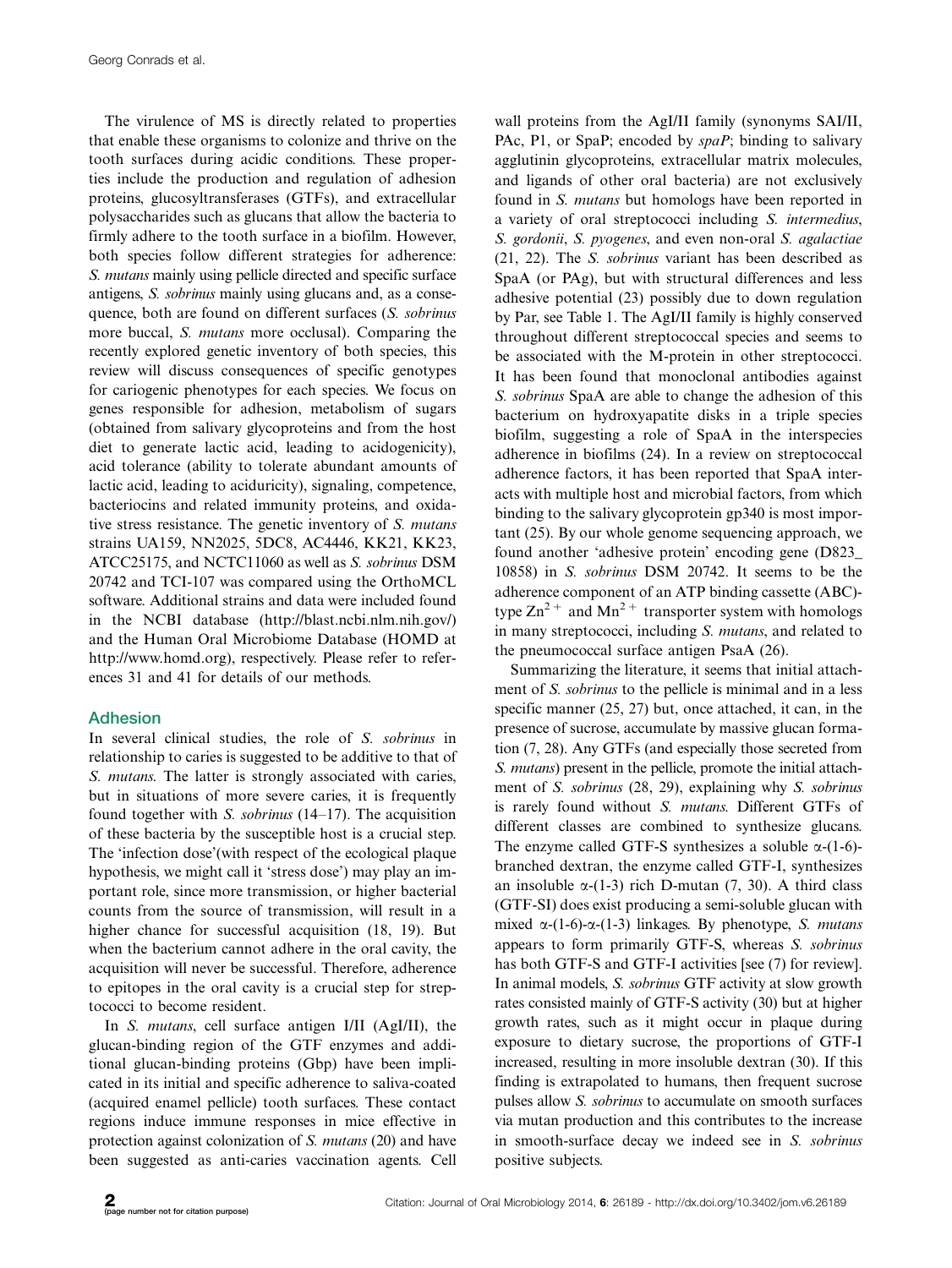The virulence of MS is directly related to properties that enable these organisms to colonize and thrive on the tooth surfaces during acidic conditions. These properties include the production and regulation of adhesion proteins, glucosyltransferases (GTFs), and extracellular polysaccharides such as glucans that allow the bacteria to firmly adhere to the tooth surface in a biofilm. However, both species follow different strategies for adherence: *S. mutans* mainly using pellicle directed and specific surface antigens, *S. sobrinus* mainly using glucans and, as a consequence, both are found on different surfaces (*S. sobrinus* more buccal, *S. mutans* more occlusal). Comparing the recently explored genetic inventory of both species, this review will discuss consequences of specific genotypes for cariogenic phenotypes for each species. We focus on genes responsible for adhesion, metabolism of sugars (obtained from salivary glycoproteins and from the host diet to generate lactic acid, leading to acidogenicity), acid tolerance (ability to tolerate abundant amounts of lactic acid, leading to aciduricity), signaling, competence, bacteriocins and related immunity proteins, and oxidative stress resistance. The genetic inventory of *S. mutans* strains UA159, NN2025, 5DC8, AC4446, KK21, KK23, ATCC25175, and NCTC11060 as well as *S. sobrinus* DSM 20742 and TCI-107 was compared using the OrthoMCL software. Additional strains and data were included found in the NCBI database (http://blast.ncbi.nlm.nih.gov/) and the Human Oral Microbiome Database (HOMD at http://www.homd.org), respectively. Please refer to references 31 and 41 for details of our methods.

## Adhesion

In several clinical studies, the role of *S. sobrinus* in relationship to caries is suggested to be additive to that of *S. mutans*. The latter is strongly associated with caries, but in situations of more severe caries, it is frequently found together with *S. sobrinus* (14–17). The acquisition of these bacteria by the susceptible host is a crucial step. The 'infection dose'(with respect of the ecological plaque hypothesis, we might call it 'stress dose') may play an important role, since more transmission, or higher bacterial counts from the source of transmission, will result in a higher chance for successful acquisition (18, 19). But when the bacterium cannot adhere in the oral cavity, the acquisition will never be successful. Therefore, adherence to epitopes in the oral cavity is a crucial step for streptococci to become resident.

In *S. mutans*, cell surface antigen I/II (AgI/II), the glucan-binding region of the GTF enzymes and additional glucan-binding proteins (Gbp) have been implicated in its initial and specific adherence to saliva-coated (acquired enamel pellicle) tooth surfaces. These contact regions induce immune responses in mice effective in protection against colonization of *S. mutans* (20) and have been suggested as anti-caries vaccination agents. Cell wall proteins from the AgI/II family (synonyms SAI/II, PAc, P1, or SpaP; encoded by *spaP*; binding to salivary agglutinin glycoproteins, extracellular matrix molecules, and ligands of other oral bacteria) are not exclusively found in *S. mutans* but homologs have been reported in a variety of oral streptococci including *S. intermedius*, *S. gordonii*, *S. pyogenes*, and even non-oral *S. agalactiae* (21, 22). The *S. sobrinus* variant has been described as SpaA (or PAg), but with structural differences and less adhesive potential (23) possibly due to down regulation by Par, see Table 1. The AgI/II family is highly conserved throughout different streptococcal species and seems to be associated with the M-protein in other streptococci. It has been found that monoclonal antibodies against *S. sobrinus* SpaA are able to change the adhesion of this bacterium on hydroxyapatite disks in a triple species biofilm, suggesting a role of SpaA in the interspecies adherence in biofilms (24). In a review on streptococcal adherence factors, it has been reported that SpaA interacts with multiple host and microbial factors, from which binding to the salivary glycoprotein gp340 is most important (25). By our whole genome sequencing approach, we found another 'adhesive protein' encoding gene (D823_10858) in *S. sobrinus* DSM 20742. It seems to be the adherence component of an ATP binding cassette (ABC)-type $Zn^{2+}$ and $Mn^{2+}$ transporter system with homologs in many streptococci, including *S. mutans*, and related to the pneumococcal surface antigen PsaA (26).

Summarizing the literature, it seems that initial attachment of *S. sobrinus* to the pellicle is minimal and in a less specific manner (25, 27) but, once attached, it can, in the presence of sucrose, accumulate by massive glucan formation (7, 28). Any GTFs (and especially those secreted from *S. mutans*) present in the pellicle, promote the initial attachment of *S. sobrinus* (28, 29), explaining why *S. sobrinus* is rarely found without *S. mutans*. Different GTFs of different classes are combined to synthesize glucans. The enzyme called GTF-S synthesizes a soluble α-(1-6)-branched dextran, the enzyme called GTF-I, synthesizes an insoluble α-(1-3) rich D-mutan (7, 30). A third class (GTF-SI) does exist producing a semi-soluble glucan with mixed α-(1-6)-α-(1-3) linkages. By phenotype, *S. mutans* appears to form primarily GTF-S, whereas *S. sobrinus* has both GTF-S and GTF-I activities [see (7) for review]. In animal models, *S. sobrinus* GTF activity at slow growth rates consisted mainly of GTF-S activity (30) but at higher growth rates, such as it might occur in plaque during exposure to dietary sucrose, the proportions of GTF-I increased, resulting in more insoluble dextran (30). If this finding is extrapolated to humans, then frequent sucrose pulses allow *S. sobrinus* to accumulate on smooth surfaces via mutan production and this contributes to the increase in smooth-surface decay we indeed see in *S. sobrinus* positive subjects.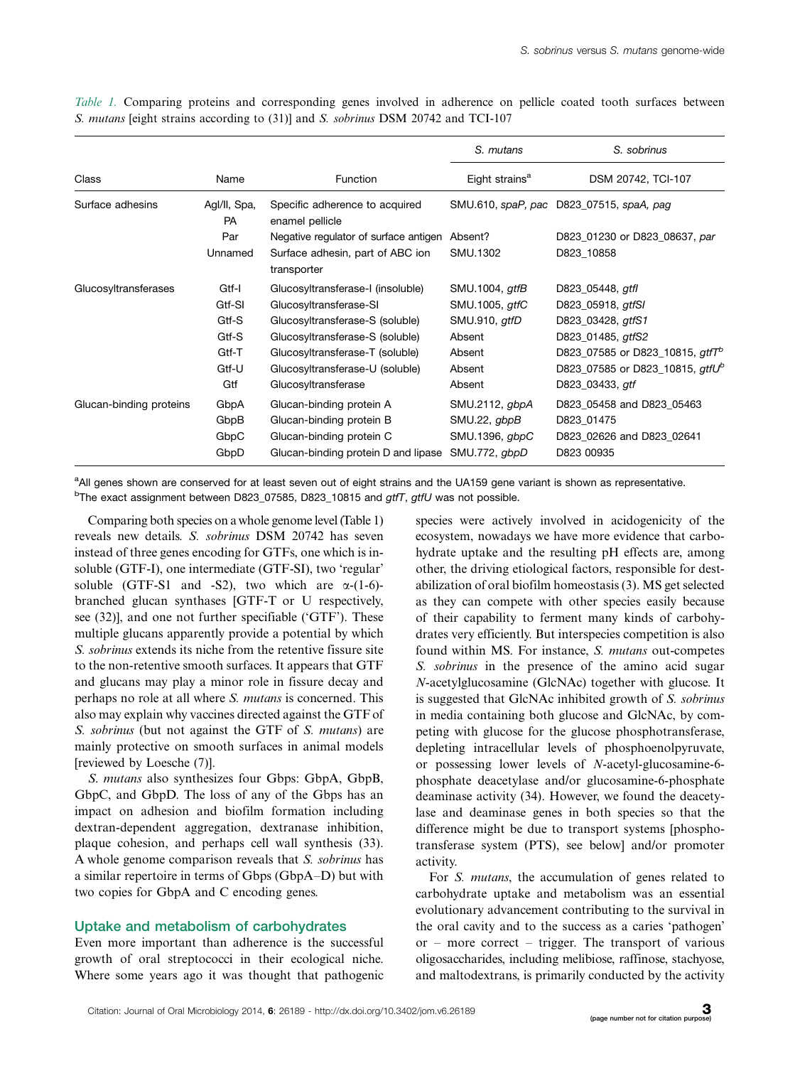*Table 1.* Comparing proteins and corresponding genes involved in adherence on pellicle coated tooth surfaces between *S. mutans* [eight strains according to (31)] and *S. sobrinus* DSM 20742 and TCI-107

| Class | Name | Function | *S. mutans* Eight strains[a] | *S. sobrinus* DSM 20742, TCI-107 |
|---|---|---|---|---|
| Surface adhesins | AgI/II, Spa, PA | Specific adherence to acquired enamel pellicle | SMU.610, *spaP, pac* | D823_07515, *spaA, pag* |
| | Par | Negative regulator of surface antigen | Absent? | D823_01230 or D823_08637, *par* |
| | Unnamed | Surface adhesin, part of ABC ion transporter | SMU.1302 | D823_10858 |
| Glucosyltransferases | Gtf-I | Glucosyltransferase-I (insoluble) | SMU.1004, *gtfB* | D823_05448, *gtfI* |
| | Gtf-SI | Glucosyltransferase-SI | SMU.1005, *gtfC* | D823_05918, *gtfSI* |
| | Gtf-S | Glucosyltransferase-S (soluble) | SMU.910, *gtfD* | D823_03428, *gtfS1* |
| | Gtf-S | Glucosyltransferase-S (soluble) | Absent | D823_01485, *gtfS2* |
| | Gtf-T | Glucosyltransferase-T (soluble) | Absent | D823_07585 or D823_10815, *gtfT*[b] |
| | Gtf-U | Glucosyltransferase-U (soluble) | Absent | D823_07585 or D823_10815, *gtfU*[b] |
| | Gtf | Glucosyltransferase | Absent | D823_03433, *gtf* |
| Glucan-binding proteins | GbpA | Glucan-binding protein A | SMU.2112, *gbpA* | D823_05458 and D823_05463 |
| | GbpB | Glucan-binding protein B | SMU.22, *gbpB* | D823_01475 |
| | GbpC | Glucan-binding protein C | SMU.1396, *gbpC* | D823_02626 and D823_02641 |
| | GbpD | Glucan-binding protein D and lipase | SMU.772, *gbpD* | D823 00935 |

[a]All genes shown are conserved for at least seven out of eight strains and the UA159 gene variant is shown as representative.
[b]The exact assignment between D823_07585, D823_10815 and *gtfT*, *gtfU* was not possible.

Comparing both species on a whole genome level (Table 1) reveals new details. *S. sobrinus* DSM 20742 has seven instead of three genes encoding for GTFs, one which is insoluble (GTF-I), one intermediate (GTF-SI), two 'regular' soluble (GTF-S1 and -S2), two which are $\alpha$-(1-6)-branched glucan synthases [GTF-T or U respectively, see (32)], and one not further specifiable ('GTF'). These multiple glucans apparently provide a potential by which *S. sobrinus* extends its niche from the retentive fissure site to the non-retentive smooth surfaces. It appears that GTF and glucans may play a minor role in fissure decay and perhaps no role at all where *S. mutans* is concerned. This also may explain why vaccines directed against the GTF of *S. sobrinus* (but not against the GTF of *S. mutans*) are mainly protective on smooth surfaces in animal models [reviewed by Loesche (7)].

*S. mutans* also synthesizes four Gbps: GbpA, GbpB, GbpC, and GbpD. The loss of any of the Gbps has an impact on adhesion and biofilm formation including dextran-dependent aggregation, dextranase inhibition, plaque cohesion, and perhaps cell wall synthesis (33). A whole genome comparison reveals that *S. sobrinus* has a similar repertoire in terms of Gbps (GbpA–D) but with two copies for GbpA and C encoding genes.

## Uptake and metabolism of carbohydrates

Even more important than adherence is the successful growth of oral streptococci in their ecological niche. Where some years ago it was thought that pathogenic species were actively involved in acidogenicity of the ecosystem, nowadays we have more evidence that carbohydrate uptake and the resulting pH effects are, among other, the driving etiological factors, responsible for destabilization of oral biofilm homeostasis (3). MS get selected as they can compete with other species easily because of their capability to ferment many kinds of carbohydrates very efficiently. But interspecies competition is also found within MS. For instance, *S. mutans* out-competes *S. sobrinus* in the presence of the amino acid sugar *N*-acetylglucosamine (GlcNAc) together with glucose. It is suggested that GlcNAc inhibited growth of *S. sobrinus* in media containing both glucose and GlcNAc, by competing with glucose for the glucose phosphotransferase, depleting intracellular levels of phosphoenolpyruvate, or possessing lower levels of *N*-acetyl-glucosamine-6-phosphate deacetylase and/or glucosamine-6-phosphate deaminase activity (34). However, we found the deacetylase and deaminase genes in both species so that the difference might be due to transport systems [phosphotransferase system (PTS), see below] and/or promoter activity.

For *S. mutans*, the accumulation of genes related to carbohydrate uptake and metabolism was an essential evolutionary advancement contributing to the survival in the oral cavity and to the success as a caries 'pathogen' or – more correct – trigger. The transport of various oligosaccharides, including melibiose, raffinose, stachyose, and maltodextrans, is primarily conducted by the activity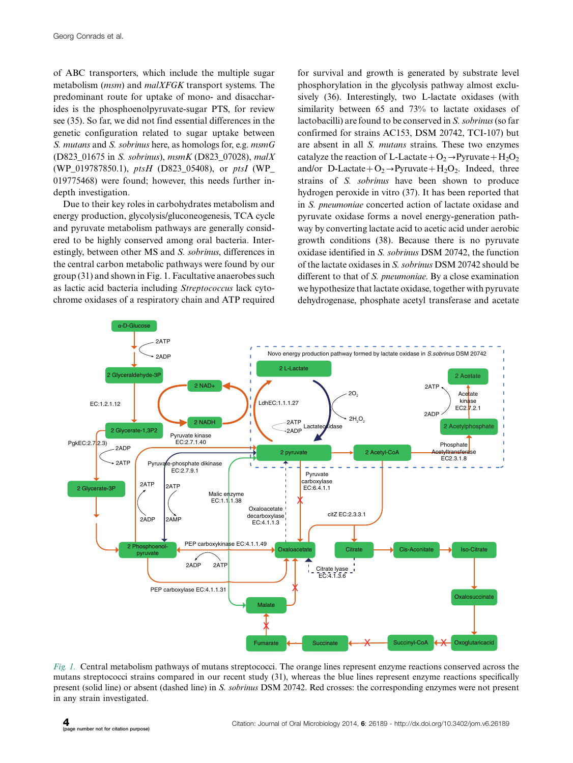of ABC transporters, which include the multiple sugar metabolism (*msm*) and *malXFGK* transport systems. The predominant route for uptake of mono- and disaccharides is the phosphoenolpyruvate-sugar PTS, for review see (35). So far, we did not find essential differences in the genetic configuration related to sugar uptake between *S. mutans* and *S. sobrinus* here, as homologs for, e.g. *msmG* (D823_01675 in *S. sobrinus*), *msmK* (D823_07028), *malX* (WP_019787850.1), *ptsH* (D823_05408), or *ptsI* (WP_019775468) were found; however, this needs further in-depth investigation.

Due to their key roles in carbohydrates metabolism and energy production, glycolysis/gluconeogenesis, TCA cycle and pyruvate metabolism pathways are generally considered to be highly conserved among oral bacteria. Interestingly, between other MS and *S. sobrinus*, differences in the central carbon metabolic pathways were found by our group (31) and shown in Fig. 1. Facultative anaerobes such as lactic acid bacteria including *Streptococcus* lack cytochrome oxidases of a respiratory chain and ATP required for survival and growth is generated by substrate level phosphorylation in the glycolysis pathway almost exclusively (36). Interestingly, two L-lactate oxidases (with similarity between 65 and 73% to lactate oxidases of lactobacilli) are found to be conserved in *S. sobrinus* (so far confirmed for strains AC153, DSM 20742, TCI-107) but are absent in all *S. mutans* strains. These two enzymes catalyze the reaction of L-Lactate + $O_2$ → Pyruvate + $H_2O_2$ and/or D-Lactate + $O_2$ → Pyruvate + $H_2O_2$. Indeed, three strains of *S. sobrinus* have been shown to produce hydrogen peroxide in vitro (37). It has been reported that in *S. pneumoniae* concerted action of lactate oxidase and pyruvate oxidase forms a novel energy-generation pathway by converting lactate acid to acetic acid under aerobic growth conditions (38). Because there is no pyruvate oxidase identified in *S. sobrinus* DSM 20742, the function of the lactate oxidases in *S. sobrinus* DSM 20742 should be different to that of *S. pneumoniae*. By a close examination we hypothesize that lactate oxidase, together with pyruvate dehydrogenase, phosphate acetyl transferase and acetate

*Fig. 1.* Central metabolism pathways of mutans streptococci. The orange lines represent enzyme reactions conserved across the mutans streptococci strains compared in our recent study (31), whereas the blue lines represent enzyme reactions specifically present (solid line) or absent (dashed line) in *S. sobrinus* DSM 20742. Red crosses: the corresponding enzymes were not present in any strain investigated.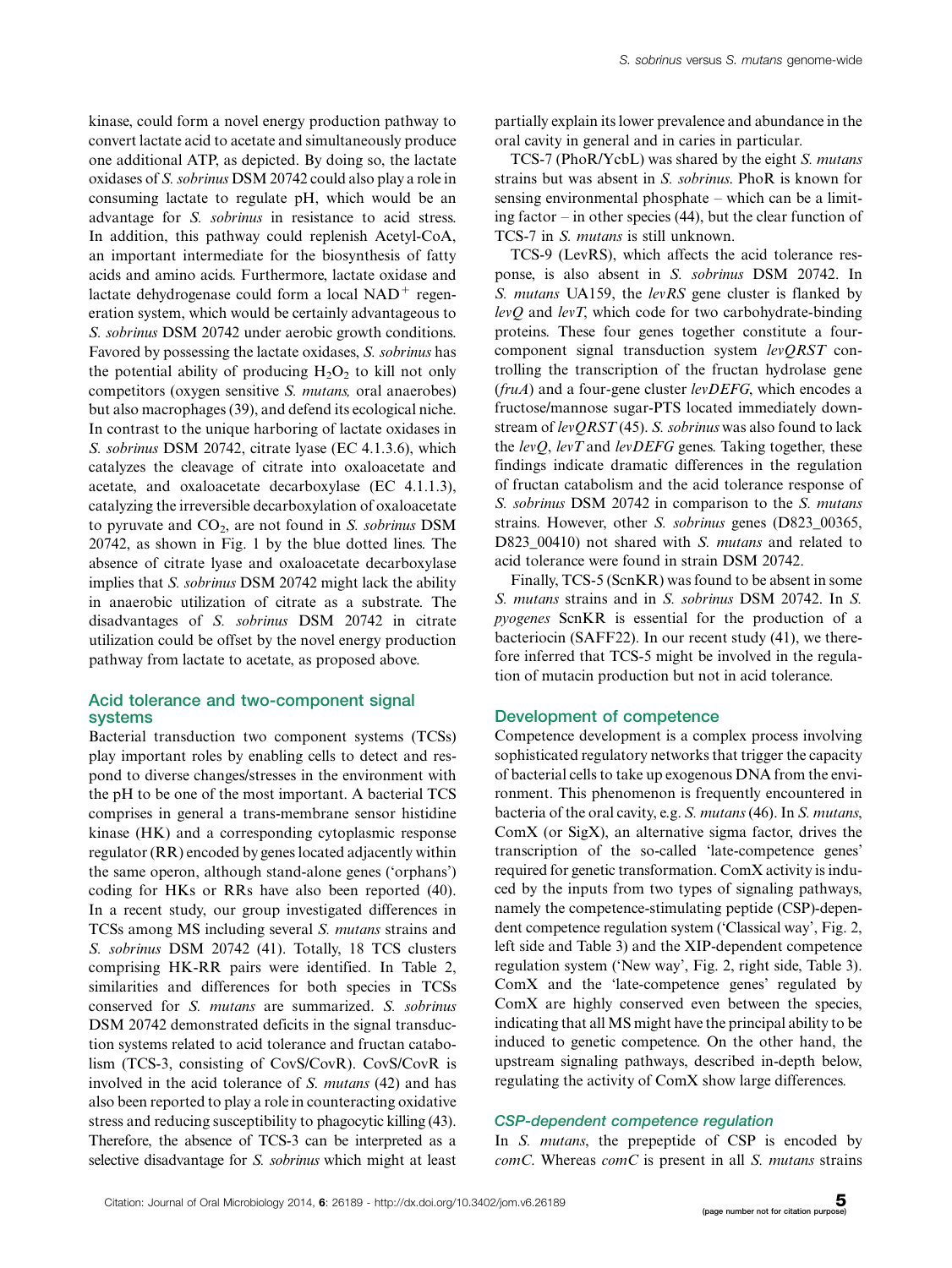kinase, could form a novel energy production pathway to convert lactate acid to acetate and simultaneously produce one additional ATP, as depicted. By doing so, the lactate oxidases of *S. sobrinus* DSM 20742 could also play a role in consuming lactate to regulate pH, which would be an advantage for *S. sobrinus* in resistance to acid stress. In addition, this pathway could replenish Acetyl-CoA, an important intermediate for the biosynthesis of fatty acids and amino acids. Furthermore, lactate oxidase and lactate dehydrogenase could form a local $NAD^+$ regeneration system, which would be certainly advantageous to *S. sobrinus* DSM 20742 under aerobic growth conditions. Favored by possessing the lactate oxidases, *S. sobrinus* has the potential ability of producing $H_2O_2$ to kill not only competitors (oxygen sensitive *S. mutans,* oral anaerobes) but also macrophages (39), and defend its ecological niche. In contrast to the unique harboring of lactate oxidases in *S. sobrinus* DSM 20742, citrate lyase (EC 4.1.3.6), which catalyzes the cleavage of citrate into oxaloacetate and acetate, and oxaloacetate decarboxylase (EC 4.1.1.3), catalyzing the irreversible decarboxylation of oxaloacetate to pyruvate and $CO_2$, are not found in *S. sobrinus* DSM 20742, as shown in Fig. 1 by the blue dotted lines. The absence of citrate lyase and oxaloacetate decarboxylase implies that *S. sobrinus* DSM 20742 might lack the ability in anaerobic utilization of citrate as a substrate. The disadvantages of *S. sobrinus* DSM 20742 in citrate utilization could be offset by the novel energy production pathway from lactate to acetate, as proposed above.

## Acid tolerance and two-component signal systems

Bacterial transduction two component systems (TCSs) play important roles by enabling cells to detect and respond to diverse changes/stresses in the environment with the pH to be one of the most important. A bacterial TCS comprises in general a trans-membrane sensor histidine kinase (HK) and a corresponding cytoplasmic response regulator (RR) encoded by genes located adjacently within the same operon, although stand-alone genes ('orphans') coding for HKs or RRs have also been reported (40). In a recent study, our group investigated differences in TCSs among MS including several *S. mutans* strains and *S. sobrinus* DSM 20742 (41). Totally, 18 TCS clusters comprising HK-RR pairs were identified. In Table 2, similarities and differences for both species in TCSs conserved for *S. mutans* are summarized. *S. sobrinus* DSM 20742 demonstrated deficits in the signal transduction systems related to acid tolerance and fructan catabolism (TCS-3, consisting of CovS/CovR). CovS/CovR is involved in the acid tolerance of *S. mutans* (42) and has also been reported to play a role in counteracting oxidative stress and reducing susceptibility to phagocytic killing (43). Therefore, the absence of TCS-3 can be interpreted as a selective disadvantage for *S. sobrinus* which might at least partially explain its lower prevalence and abundance in the oral cavity in general and in caries in particular.

TCS-7 (PhoR/YcbL) was shared by the eight *S. mutans* strains but was absent in *S. sobrinus*. PhoR is known for sensing environmental phosphate – which can be a limiting factor – in other species (44), but the clear function of TCS-7 in *S. mutans* is still unknown.

TCS-9 (LevRS), which affects the acid tolerance response, is also absent in *S. sobrinus* DSM 20742. In *S. mutans* UA159, the *levRS* gene cluster is flanked by *levQ* and *levT*, which code for two carbohydrate-binding proteins. These four genes together constitute a four-component signal transduction system *levQRST* controlling the transcription of the fructan hydrolase gene (*fruA*) and a four-gene cluster *levDEFG*, which encodes a fructose/mannose sugar-PTS located immediately downstream of *levQRST* (45). *S. sobrinus* was also found to lack the *levQ*, *levT* and *levDEFG* genes. Taking together, these findings indicate dramatic differences in the regulation of fructan catabolism and the acid tolerance response of *S. sobrinus* DSM 20742 in comparison to the *S. mutans* strains. However, other *S. sobrinus* genes (D823_00365, D823_00410) not shared with *S. mutans* and related to acid tolerance were found in strain DSM 20742.

Finally, TCS-5 (ScnKR) was found to be absent in some *S. mutans* strains and in *S. sobrinus* DSM 20742. In *S. pyogenes* ScnKR is essential for the production of a bacteriocin (SAFF22). In our recent study (41), we therefore inferred that TCS-5 might be involved in the regulation of mutacin production but not in acid tolerance.

## Development of competence

Competence development is a complex process involving sophisticated regulatory networks that trigger the capacity of bacterial cells to take up exogenous DNA from the environment. This phenomenon is frequently encountered in bacteria of the oral cavity, e.g. *S. mutans* (46). In *S. mutans*, ComX (or SigX), an alternative sigma factor, drives the transcription of the so-called 'late-competence genes' required for genetic transformation. ComX activity is induced by the inputs from two types of signaling pathways, namely the competence-stimulating peptide (CSP)-dependent competence regulation system ('Classical way', Fig. 2, left side and Table 3) and the XIP-dependent competence regulation system ('New way', Fig. 2, right side, Table 3). ComX and the 'late-competence genes' regulated by ComX are highly conserved even between the species, indicating that all MS might have the principal ability to be induced to genetic competence. On the other hand, the upstream signaling pathways, described in-depth below, regulating the activity of ComX show large differences.

### CSP-dependent competence regulation

In *S. mutans*, the prepeptide of CSP is encoded by *comC*. Whereas *comC* is present in all *S. mutans* strains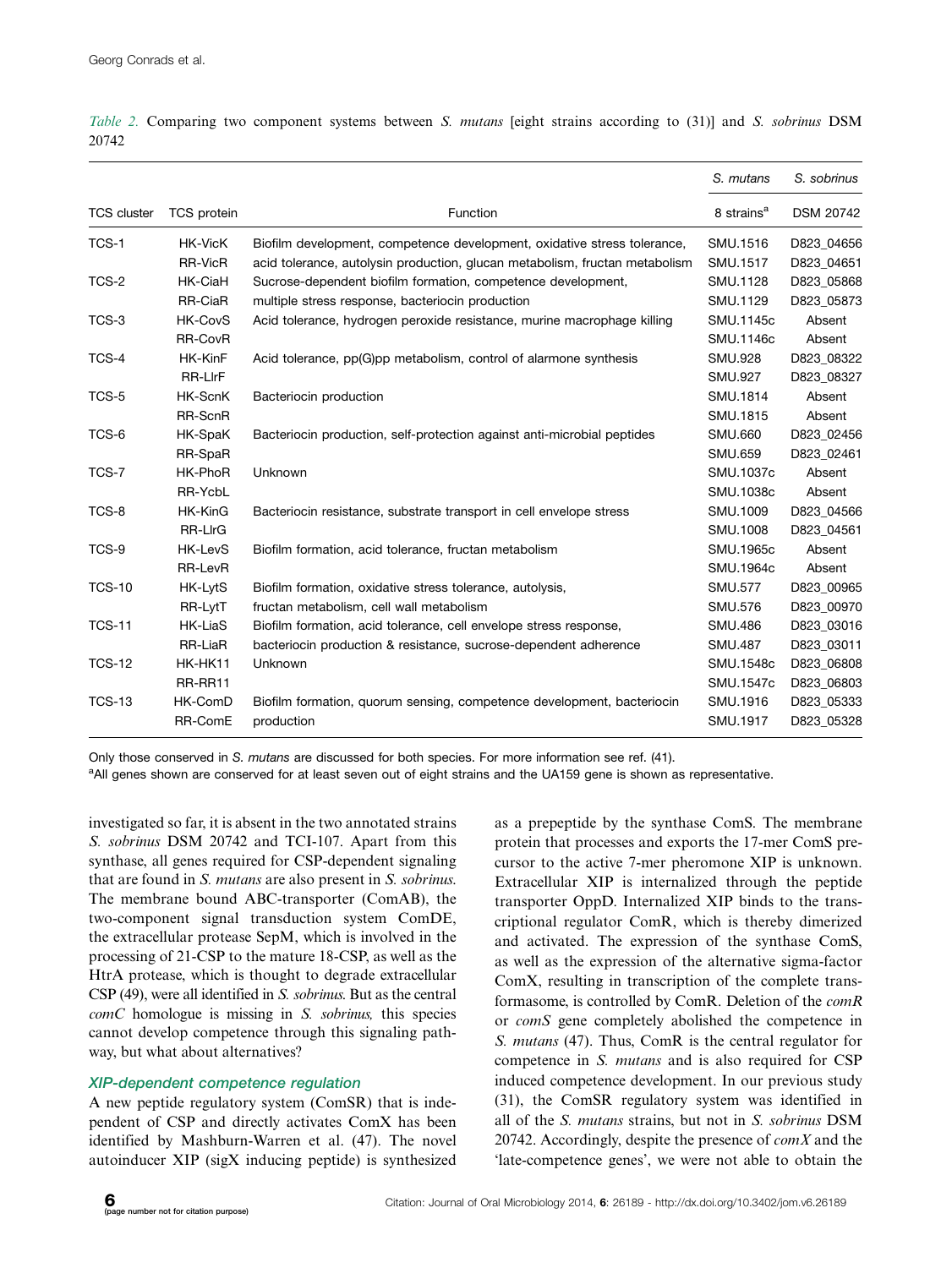*Table 2.* Comparing two component systems between *S. mutans* [eight strains according to (31)] and *S. sobrinus* DSM 20742

| TCS cluster | TCS protein | Function | *S. mutans* 8 strains[a] | *S. sobrinus* DSM 20742 |
|---|---|---|---|---|
| TCS-1 | HK-VicK | Biofilm development, competence development, oxidative stress tolerance, | SMU.1516 | D823_04656 |
| | RR-VicR | acid tolerance, autolysin production, glucan metabolism, fructan metabolism | SMU.1517 | D823_04651 |
| TCS-2 | HK-CiaH | Sucrose-dependent biofilm formation, competence development, | SMU.1128 | D823_05868 |
| | RR-CiaR | multiple stress response, bacteriocin production | SMU.1129 | D823_05873 |
| TCS-3 | HK-CovS | Acid tolerance, hydrogen peroxide resistance, murine macrophage killing | SMU.1145c | Absent |
| | RR-CovR | | SMU.1146c | Absent |
| TCS-4 | HK-KinF | Acid tolerance, pp(G)pp metabolism, control of alarmone synthesis | SMU.928 | D823_08322 |
| | RR-LlrF | | SMU.927 | D823_08327 |
| TCS-5 | HK-ScnK | Bacteriocin production | SMU.1814 | Absent |
| | RR-ScnR | | SMU.1815 | Absent |
| TCS-6 | HK-SpaK | Bacteriocin production, self-protection against anti-microbial peptides | SMU.660 | D823_02456 |
| | RR-SpaR | | SMU.659 | D823_02461 |
| TCS-7 | HK-PhoR | Unknown | SMU.1037c | Absent |
| | RR-YcbL | | SMU.1038c | Absent |
| TCS-8 | HK-KinG | Bacteriocin resistance, substrate transport in cell envelope stress | SMU.1009 | D823_04566 |
| | RR-LlrG | | SMU.1008 | D823_04561 |
| TCS-9 | HK-LevS | Biofilm formation, acid tolerance, fructan metabolism | SMU.1965c | Absent |
| | RR-LevR | | SMU.1964c | Absent |
| TCS-10 | HK-LytS | Biofilm formation, oxidative stress tolerance, autolysis, | SMU.577 | D823_00965 |
| | RR-LytT | fructan metabolism, cell wall metabolism | SMU.576 | D823_00970 |
| TCS-11 | HK-LiaS | Biofilm formation, acid tolerance, cell envelope stress response, | SMU.486 | D823_03016 |
| | RR-LiaR | bacteriocin production & resistance, sucrose-dependent adherence | SMU.487 | D823_03011 |
| TCS-12 | HK-HK11 | Unknown | SMU.1548c | D823_06808 |
| | RR-RR11 | | SMU.1547c | D823_06803 |
| TCS-13 | HK-ComD | Biofilm formation, quorum sensing, competence development, bacteriocin | SMU.1916 | D823_05333 |
| | RR-ComE | production | SMU.1917 | D823_05328 |

Only those conserved in *S. mutans* are discussed for both species. For more information see ref. (41).

[a]All genes shown are conserved for at least seven out of eight strains and the UA159 gene is shown as representative.

investigated so far, it is absent in the two annotated strains *S. sobrinus* DSM 20742 and TCI-107. Apart from this synthase, all genes required for CSP-dependent signaling that are found in *S. mutans* are also present in *S. sobrinus.* The membrane bound ABC-transporter (ComAB), the two-component signal transduction system ComDE, the extracellular protease SepM, which is involved in the processing of 21-CSP to the mature 18-CSP, as well as the HtrA protease, which is thought to degrade extracellular CSP (49), were all identified in *S. sobrinus*. But as the central *comC* homologue is missing in *S. sobrinus,* this species cannot develop competence through this signaling pathway, but what about alternatives?

### XIP-dependent competence regulation

A new peptide regulatory system (ComSR) that is independent of CSP and directly activates ComX has been identified by Mashburn-Warren et al. (47). The novel autoinducer XIP (sigX inducing peptide) is synthesized as a prepeptide by the synthase ComS. The membrane protein that processes and exports the 17-mer ComS precursor to the active 7-mer pheromone XIP is unknown. Extracellular XIP is internalized through the peptide transporter OppD. Internalized XIP binds to the transcriptional regulator ComR, which is thereby dimerized and activated. The expression of the synthase ComS, as well as the expression of the alternative sigma-factor ComX, resulting in transcription of the complete transformasome, is controlled by ComR. Deletion of the *comR* or *comS* gene completely abolished the competence in *S. mutans* (47). Thus, ComR is the central regulator for competence in *S. mutans* and is also required for CSP induced competence development. In our previous study (31), the ComSR regulatory system was identified in all of the *S. mutans* strains, but not in *S. sobrinus* DSM 20742. Accordingly, despite the presence of *comX* and the 'late-competence genes', we were not able to obtain the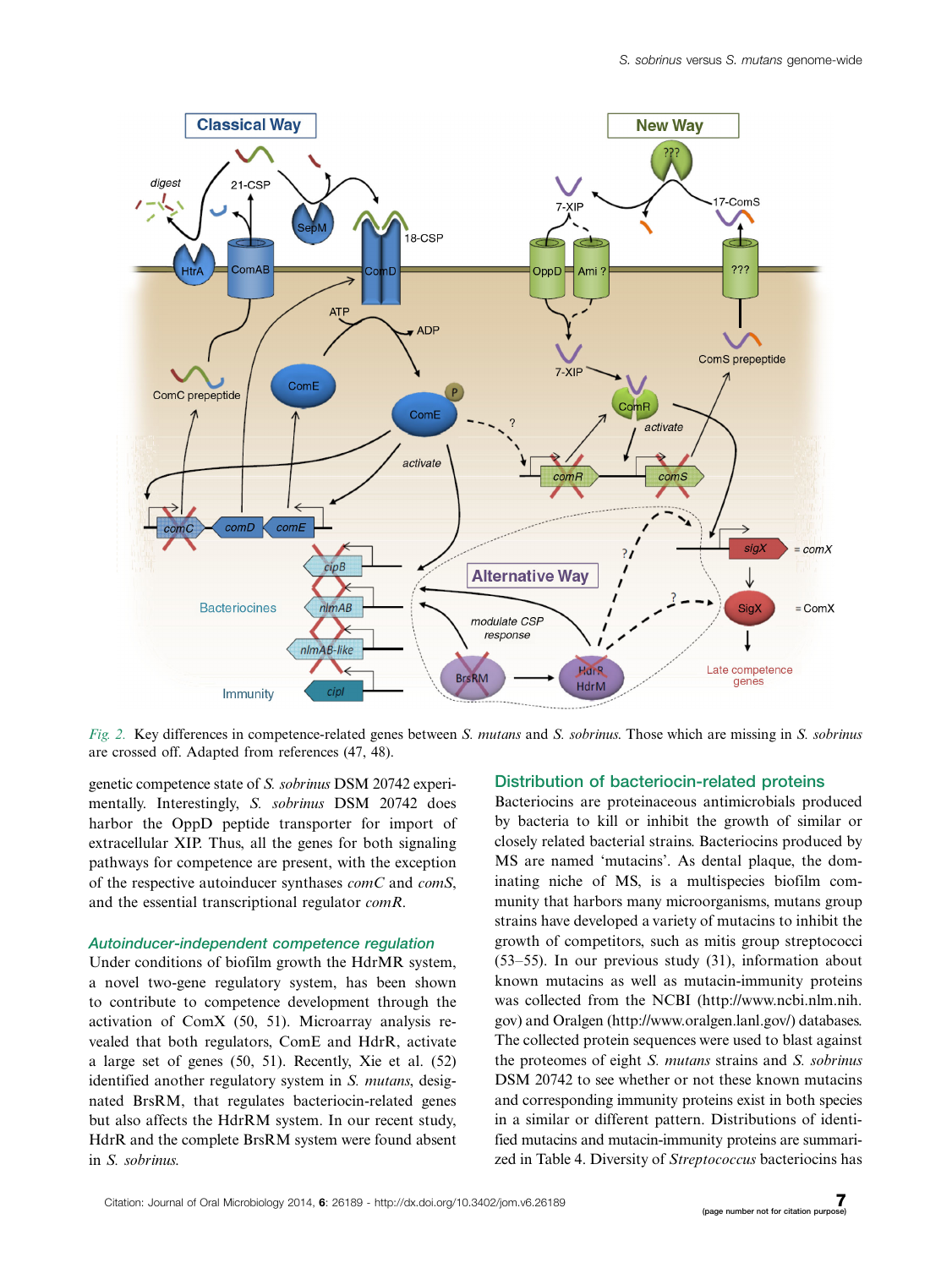*Fig. 2.* Key differences in competence-related genes between *S. mutans* and *S. sobrinus*. Those which are missing in *S. sobrinus* are crossed off. Adapted from references (47, 48).

genetic competence state of *S. sobrinus* DSM 20742 experimentally. Interestingly, *S. sobrinus* DSM 20742 does harbor the OppD peptide transporter for import of extracellular XIP. Thus, all the genes for both signaling pathways for competence are present, with the exception of the respective autoinducer synthases *comC* and *comS*, and the essential transcriptional regulator *comR*.

### Autoinducer-independent competence regulation

Under conditions of biofilm growth the HdrMR system, a novel two-gene regulatory system, has been shown to contribute to competence development through the activation of ComX (50, 51). Microarray analysis revealed that both regulators, ComE and HdrR, activate a large set of genes (50, 51). Recently, Xie et al. (52) identified another regulatory system in *S. mutans*, designated BrsRM, that regulates bacteriocin-related genes but also affects the HdrRM system. In our recent study, HdrR and the complete BrsRM system were found absent in *S. sobrinus*.

## Distribution of bacteriocin-related proteins

Bacteriocins are proteinaceous antimicrobials produced by bacteria to kill or inhibit the growth of similar or closely related bacterial strains. Bacteriocins produced by MS are named 'mutacins'. As dental plaque, the dominating niche of MS, is a multispecies biofilm community that harbors many microorganisms, mutans group strains have developed a variety of mutacins to inhibit the growth of competitors, such as mitis group streptococci (53–55). In our previous study (31), information about known mutacins as well as mutacin-immunity proteins was collected from the NCBI (http://www.ncbi.nlm.nih.gov/) and Oralgen (http://www.oralgen.lanl.gov/) databases. The collected protein sequences were used to blast against the proteomes of eight *S. mutans* strains and *S. sobrinus* DSM 20742 to see whether or not these known mutacins and corresponding immunity proteins exist in both species in a similar or different pattern. Distributions of identified mutacins and mutacin-immunity proteins are summarized in Table 4. Diversity of *Streptococcus* bacteriocins has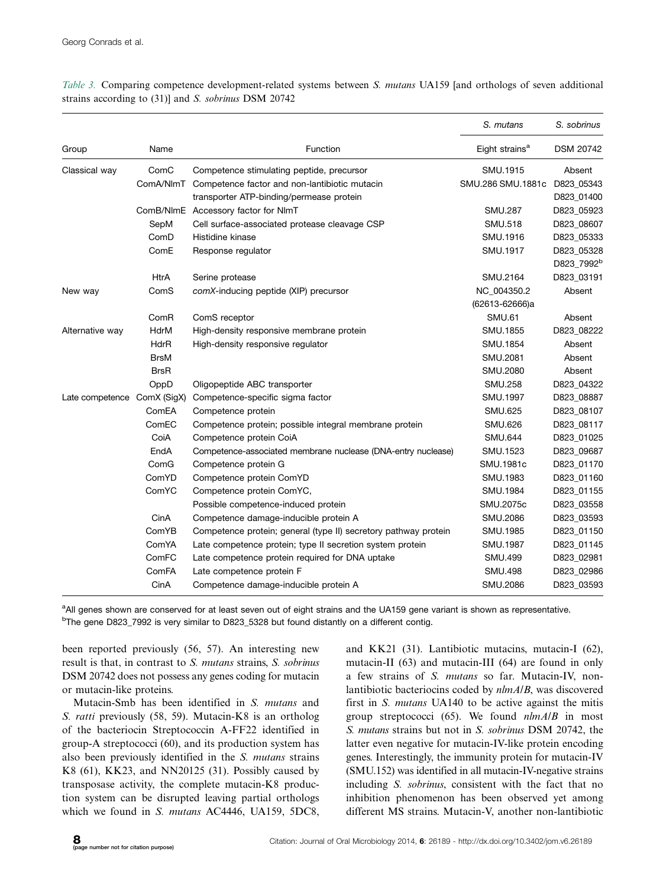*Table 3.* Comparing competence development-related systems between *S. mutans* UA159 [and orthologs of seven additional strains according to (31)] and *S. sobrinus* DSM 20742

| | | | *S. mutans* | *S. sobrinus* |
|---|---|---|---|---|
| Group | Name | Function | Eight strains[a] | DSM 20742 |
| Classical way | ComC | Competence stimulating peptide, precursor | SMU.1915 | Absent |
| | ComA/NlmT | Competence factor and non-lantibiotic mutacin transporter ATP-binding/permease protein | SMU.286 SMU.1881c | D823_05343 D823_01400 |
| | ComB/NlmE | Accessory factor for NlmT | SMU.287 | D823_05923 |
| | SepM | Cell surface-associated protease cleavage CSP | SMU.518 | D823_08607 |
| | ComD | Histidine kinase | SMU.1916 | D823_05333 |
| | ComE | Response regulator | SMU.1917 | D823_05328 D823_7992[b] |
| | HtrA | Serine protease | SMU.2164 | D823_03191 |
| New way | ComS | *comX*-inducing peptide (XIP) precursor | NC_004350.2 (62613-62666)a | Absent |
| | ComR | ComS receptor | SMU.61 | Absent |
| Alternative way | HdrM | High-density responsive membrane protein | SMU.1855 | D823_08222 |
| | HdrR | High-density responsive regulator | SMU.1854 | Absent |
| | BrsM | | SMU.2081 | Absent |
| | BrsR | | SMU.2080 | Absent |
| | OppD | Oligopeptide ABC transporter | SMU.258 | D823_04322 |
| Late competence | ComX (SigX) | Competence-specific sigma factor | SMU.1997 | D823_08887 |
| | ComEA | Competence protein | SMU.625 | D823_08107 |
| | ComEC | Competence protein; possible integral membrane protein | SMU.626 | D823_08117 |
| | CoiA | Competence protein CoiA | SMU.644 | D823_01025 |
| | EndA | Competence-associated membrane nuclease (DNA-entry nuclease) | SMU.1523 | D823_09687 |
| | ComG | Competence protein G | SMU.1981c | D823_01170 |
| | ComYD | Competence protein ComYD | SMU.1983 | D823_01160 |
| | ComYC | Competence protein ComYC, | SMU.1984 | D823_01155 |
| | | Possible competence-induced protein | SMU.2075c | D823_03558 |
| | CinA | Competence damage-inducible protein A | SMU.2086 | D823_03593 |
| | ComYB | Competence protein; general (type II) secretory pathway protein | SMU.1985 | D823_01150 |
| | ComYA | Late competence protein; type II secretion system protein | SMU.1987 | D823_01145 |
| | ComFC | Late competence protein required for DNA uptake | SMU.499 | D823_02981 |
| | ComFA | Late competence protein F | SMU.498 | D823_02986 |
| | CinA | Competence damage-inducible protein A | SMU.2086 | D823_03593 |

[a]All genes shown are conserved for at least seven out of eight strains and the UA159 gene variant is shown as representative.
[b]The gene D823_7992 is very similar to D823_5328 but found distantly on a different contig.

been reported previously (56, 57). An interesting new result is that, in contrast to *S. mutans* strains, *S. sobrinus* DSM 20742 does not possess any genes coding for mutacin or mutacin-like proteins.

Mutacin-Smb has been identified in *S. mutans* and *S. ratti* previously (58, 59). Mutacin-K8 is an ortholog of the bacteriocin Streptococcin A-FF22 identified in group-A streptococci (60), and its production system has also been previously identified in the *S. mutans* strains K8 (61), KK23, and NN20125 (31). Possibly caused by transposase activity, the complete mutacin-K8 production system can be disrupted leaving partial orthologs which we found in *S. mutans* AC4446, UA159, 5DC8, and KK21 (31). Lantibiotic mutacins, mutacin-I (62), mutacin-II (63) and mutacin-III (64) are found in only a few strains of *S. mutans* so far. Mutacin-IV, non-lantibiotic bacteriocins coded by *nlmA*/*B*, was discovered first in *S. mutans* UA140 to be active against the mitis group streptococci (65). We found *nlmA*/*B* in most *S. mutans* strains but not in *S. sobrinus* DSM 20742, the latter even negative for mutacin-IV-like protein encoding genes. Interestingly, the immunity protein for mutacin-IV (SMU.152) was identified in all mutacin-IV-negative strains including *S. sobrinus*, consistent with the fact that no inhibition phenomenon has been observed yet among different MS strains. Mutacin-V, another non-lantibiotic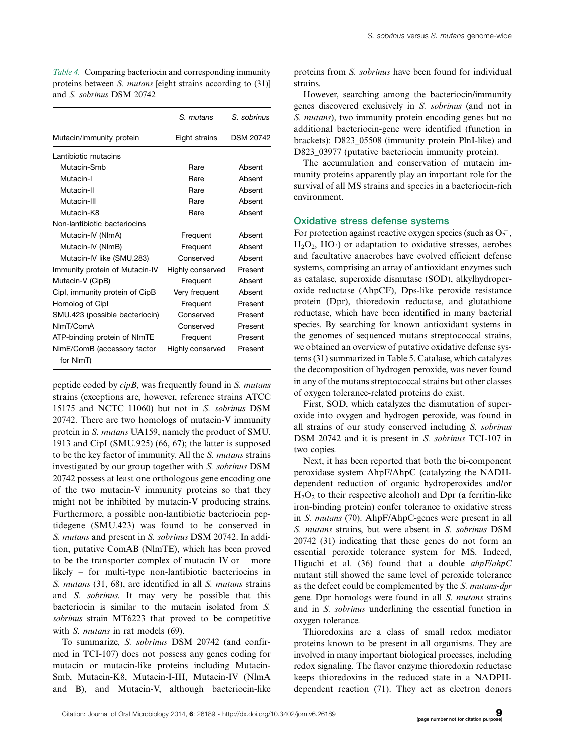*Table 4.* Comparing bacteriocin and corresponding immunity proteins between *S. mutans* [eight strains according to (31)] and *S. sobrinus* DSM 20742

| | *S. mutans* | *S. sobrinus* |
|---|---|---|
| Mutacin/immunity protein | Eight strains | DSM 20742 |
| Lantibiotic mutacins | | |
| Mutacin-Smb | Rare | Absent |
| Mutacin-I | Rare | Absent |
| Mutacin-II | Rare | Absent |
| Mutacin-III | Rare | Absent |
| Mutacin-K8 | Rare | Absent |
| Non-lantibiotic bacteriocins | | |
| Mutacin-IV (NlmA) | Frequent | Absent |
| Mutacin-IV (NlmB) | Frequent | Absent |
| Mutacin-IV like (SMU.283) | Conserved | Absent |
| Immunity protein of Mutacin-IV | Highly conserved | Present |
| Mutacin-V (CipB) | Frequent | Absent |
| CipI, immunity protein of CipB | Very frequent | Absent |
| Homolog of CipI | Frequent | Present |
| SMU.423 (possible bacteriocin) | Conserved | Present |
| NlmT/ComA | Conserved | Present |
| ATP-binding protein of NlmTE | Frequent | Present |
| NlmE/ComB (accessory factor for NlmT) | Highly conserved | Present |

peptide coded by *cipB*, was frequently found in *S. mutans* strains (exceptions are, however, reference strains ATCC 15175 and NCTC 11060) but not in *S. sobrinus* DSM 20742. There are two homologs of mutacin-V immunity protein in *S. mutans* UA159, namely the product of SMU. 1913 and CipI (SMU.925) (66, 67); the latter is supposed to be the key factor of immunity. All the *S. mutans* strains investigated by our group together with *S. sobrinus* DSM 20742 possess at least one orthologous gene encoding one of the two mutacin-V immunity proteins so that they might not be inhibited by mutacin-V producing strains. Furthermore, a possible non-lantibiotic bacteriocin peptidegene (SMU.423) was found to be conserved in *S. mutans* and present in *S. sobrinus* DSM 20742. In addition, putative ComAB (NlmTE), which has been proved to be the transporter complex of mutacin IV or – more likely – for multi-type non-lantibiotic bacteriocins in *S. mutans* (31, 68), are identified in all *S. mutans* strains and *S. sobrinus*. It may very be possible that this bacteriocin is similar to the mutacin isolated from *S. sobrinus* strain MT6223 that proved to be competitive with *S. mutans* in rat models (69).

To summarize, *S. sobrinus* DSM 20742 (and confirmed in TCI-107) does not possess any genes coding for mutacin or mutacin-like proteins including Mutacin-Smb, Mutacin-K8, Mutacin-I-III, Mutacin-IV (NlmA and B), and Mutacin-V, although bacteriocin-like proteins from *S. sobrinus* have been found for individual strains.

However, searching among the bacteriocin/immunity genes discovered exclusively in *S. sobrinus* (and not in *S. mutans*), two immunity protein encoding genes but no additional bacteriocin-gene were identified (function in brackets): D823_05508 (immunity protein PlnI-like) and D823_03977 (putative bacteriocin immunity protein).

The accumulation and conservation of mutacin immunity proteins apparently play an important role for the survival of all MS strains and species in a bacteriocin-rich environment.

## Oxidative stress defense systems

For protection against reactive oxygen species (such as $O_2^-$, $H_2O_2$, HO·) or adaptation to oxidative stresses, aerobes and facultative anaerobes have evolved efficient defense systems, comprising an array of antioxidant enzymes such as catalase, superoxide dismutase (SOD), alkylhydroperoxide reductase (AhpCF), Dps-like peroxide resistance protein (Dpr), thioredoxin reductase, and glutathione reductase, which have been identified in many bacterial species. By searching for known antioxidant systems in the genomes of sequenced mutans streptococcal strains, we obtained an overview of putative oxidative defense systems (31) summarized in Table 5. Catalase, which catalyzes the decomposition of hydrogen peroxide, was never found in any of the mutans streptococcal strains but other classes of oxygen tolerance-related proteins do exist.

First, SOD, which catalyzes the dismutation of superoxide into oxygen and hydrogen peroxide, was found in all strains of our study conserved including *S. sobrinus* DSM 20742 and it is present in *S. sobrinus* TCI-107 in two copies.

Next, it has been reported that both the bi-component peroxidase system AhpF/AhpC (catalyzing the NADH-dependent reduction of organic hydroperoxides and/or $H_2O_2$ to their respective alcohol) and Dpr (a ferritin-like iron-binding protein) confer tolerance to oxidative stress in *S. mutans* (70). AhpF/AhpC-genes were present in all *S. mutans* strains, but were absent in *S. sobrinus* DSM 20742 (31) indicating that these genes do not form an essential peroxide tolerance system for MS. Indeed, Higuchi et al. (36) found that a double *ahpF/ahpC* mutant still showed the same level of peroxide tolerance as the defect could be complemented by the *S. mutans-dpr* gene. Dpr homologs were found in all *S. mutans* strains and in *S. sobrinus* underlining the essential function in oxygen tolerance.

Thioredoxins are a class of small redox mediator proteins known to be present in all organisms. They are involved in many important biological processes, including redox signaling. The flavor enzyme thioredoxin reductase keeps thioredoxins in the reduced state in a NADPH-dependent reaction (71). They act as electron donors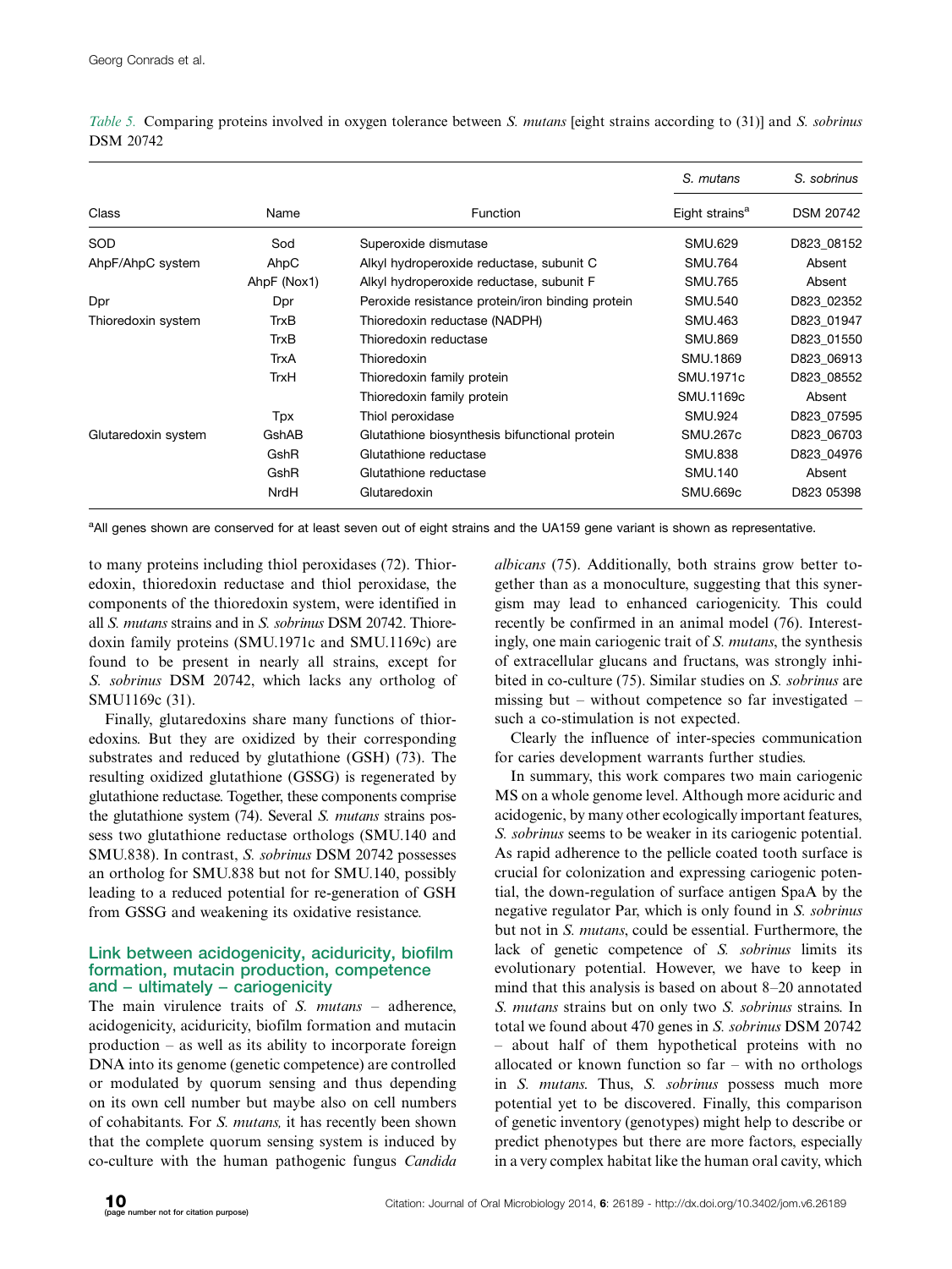*Table 5.* Comparing proteins involved in oxygen tolerance between *S. mutans* [eight strains according to (31)] and *S. sobrinus* DSM 20742

| Class | Name | Function | *S. mutans* Eight strains[a] | *S. sobrinus* DSM 20742 |
|---|---|---|---|---|
| SOD | Sod | Superoxide dismutase | SMU.629 | D823_08152 |
| AhpF/AhpC system | AhpC | Alkyl hydroperoxide reductase, subunit C | SMU.764 | Absent |
| | AhpF (Nox1) | Alkyl hydroperoxide reductase, subunit F | SMU.765 | Absent |
| Dpr | Dpr | Peroxide resistance protein/iron binding protein | SMU.540 | D823_02352 |
| Thioredoxin system | TrxB | Thioredoxin reductase (NADPH) | SMU.463 | D823_01947 |
| | TrxB | Thioredoxin reductase | SMU.869 | D823_01550 |
| | TrxA | Thioredoxin | SMU.1869 | D823_06913 |
| | TrxH | Thioredoxin family protein | SMU.1971c | D823_08552 |
| | | Thioredoxin family protein | SMU.1169c | Absent |
| | Tpx | Thiol peroxidase | SMU.924 | D823_07595 |
| Glutaredoxin system | GshAB | Glutathione biosynthesis bifunctional protein | SMU.267c | D823_06703 |
| | GshR | Glutathione reductase | SMU.838 | D823_04976 |
| | GshR | Glutathione reductase | SMU.140 | Absent |
| | NrdH | Glutaredoxin | SMU.669c | D823 05398 |

[a]All genes shown are conserved for at least seven out of eight strains and the UA159 gene variant is shown as representative.

to many proteins including thiol peroxidases (72). Thioredoxin, thioredoxin reductase and thiol peroxidase, the components of the thioredoxin system, were identified in all *S. mutans* strains and in *S. sobrinus* DSM 20742. Thioredoxin family proteins (SMU.1971c and SMU.1169c) are found to be present in nearly all strains, except for *S. sobrinus* DSM 20742, which lacks any ortholog of SMU1169c (31).

Finally, glutaredoxins share many functions of thioredoxins. But they are oxidized by their corresponding substrates and reduced by glutathione (GSH) (73). The resulting oxidized glutathione (GSSG) is regenerated by glutathione reductase. Together, these components comprise the glutathione system (74). Several *S. mutans* strains possess two glutathione reductase orthologs (SMU.140 and SMU.838). In contrast, *S. sobrinus* DSM 20742 possesses an ortholog for SMU.838 but not for SMU.140, possibly leading to a reduced potential for re-generation of GSH from GSSG and weakening its oxidative resistance.

## Link between acidogenicity, aciduricity, biofilm formation, mutacin production, competence and – ultimately – cariogenicity

The main virulence traits of *S. mutans* – adherence, acidogenicity, aciduricity, biofilm formation and mutacin production – as well as its ability to incorporate foreign DNA into its genome (genetic competence) are controlled or modulated by quorum sensing and thus depending on its own cell number but maybe also on cell numbers of cohabitants. For *S. mutans,* it has recently been shown that the complete quorum sensing system is induced by co-culture with the human pathogenic fungus *Candida albicans* (75). Additionally, both strains grow better together than as a monoculture, suggesting that this synergism may lead to enhanced cariogenicity. This could recently be confirmed in an animal model (76). Interestingly, one main cariogenic trait of *S. mutans*, the synthesis of extracellular glucans and fructans, was strongly inhibited in co-culture (75). Similar studies on *S. sobrinus* are missing but – without competence so far investigated – such a co-stimulation is not expected.

Clearly the influence of inter-species communication for caries development warrants further studies.

In summary, this work compares two main cariogenic MS on a whole genome level. Although more aciduric and acidogenic, by many other ecologically important features, *S. sobrinus* seems to be weaker in its cariogenic potential. As rapid adherence to the pellicle coated tooth surface is crucial for colonization and expressing cariogenic potential, the down-regulation of surface antigen SpaA by the negative regulator Par, which is only found in *S. sobrinus* but not in *S. mutans*, could be essential. Furthermore, the lack of genetic competence of *S. sobrinus* limits its evolutionary potential. However, we have to keep in mind that this analysis is based on about 8–20 annotated *S. mutans* strains but on only two *S. sobrinus* strains. In total we found about 470 genes in *S. sobrinus* DSM 20742 – about half of them hypothetical proteins with no allocated or known function so far – with no orthologs in *S. mutans*. Thus, *S. sobrinus* possess much more potential yet to be discovered. Finally, this comparison of genetic inventory (genotypes) might help to describe or predict phenotypes but there are more factors, especially in a very complex habitat like the human oral cavity, which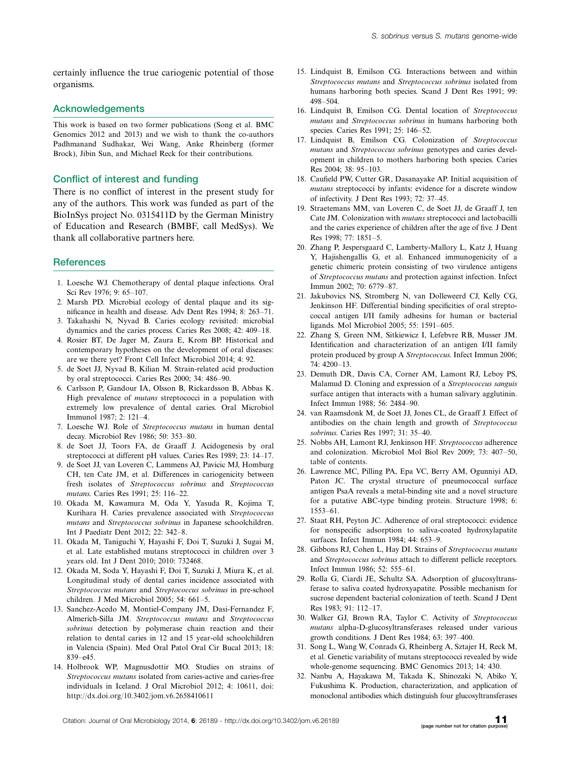certainly influence the true cariogenic potential of those organisms.

## Acknowledgements

This work is based on two former publications (Song et al. BMC Genomics 2012 and 2013) and we wish to thank the co-authors Padhmanand Sudhakar, Wei Wang, Anke Rheinberg (former Brock), Jibin Sun, and Michael Reck for their contributions.

## Conflict of interest and funding

There is no conflict of interest in the present study for any of the authors. This work was funded as part of the BioInSys project No. 0315411D by the German Ministry of Education and Research (BMBF, call MedSys). We thank all collaborative partners here.

## References

1. Loesche WJ. Chemotherapy of dental plaque infections. Oral Sci Rev 1976; 9: 65–107.
2. Marsh PD. Microbial ecology of dental plaque and its significance in health and disease. Adv Dent Res 1994; 8: 263–71.
3. Takahashi N, Nyvad B. Caries ecology revisited: microbial dynamics and the caries process. Caries Res 2008; 42: 409–18.
4. Rosier BT, De Jager M, Zaura E, Krom BP. Historical and contemporary hypotheses on the development of oral diseases: are we there yet? Front Cell Infect Microbiol 2014; 4: 92.
5. de Soet JJ, Nyvad B, Kilian M. Strain-related acid production by oral streptococci. Caries Res 2000; 34: 486–90.
6. Carlsson P, Gandour IA, Olsson B, Rickardsson B, Abbas K. High prevalence of *mutans* streptococci in a population with extremely low prevalence of dental caries. Oral Microbiol Immunol 1987; 2: 121–4.
7. Loesche WJ. Role of *Streptococcus mutans* in human dental decay. Microbiol Rev 1986; 50: 353–80.
8. de Soet JJ, Toors FA, de Graaff J. Acidogenesis by oral streptococci at different pH values. Caries Res 1989; 23: 14–17.
9. de Soet JJ, van Loveren C, Lammens AJ, Pavicic MJ, Homburg CH, ten Cate JM, et al. Differences in cariogenicity between fresh isolates of *Streptococcus sobrinus* and *Streptococcus mutans*. Caries Res 1991; 25: 116–22.
10. Okada M, Kawamura M, Oda Y, Yasuda R, Kojima T, Kurihara H. Caries prevalence associated with *Streptococcus mutans* and *Streptococcus sobrinus* in Japanese schoolchildren. Int J Paediatr Dent 2012; 22: 342–8.
11. Okada M, Taniguchi Y, Hayashi F, Doi T, Suzuki J, Sugai M, et al. Late established mutans streptococci in children over 3 years old. Int J Dent 2010; 2010: 732468.
12. Okada M, Soda Y, Hayashi F, Doi T, Suzuki J, Miura K, et al. Longitudinal study of dental caries incidence associated with *Streptococcus mutans* and *Streptococcus sobrinus* in pre-school children. J Med Microbiol 2005; 54: 661–5.
13. Sanchez-Acedo M, Montiel-Company JM, Dasi-Fernandez F, Almerich-Silla JM. *Streptococcus mutans* and *Streptococcus sobrinus* detection by polymerase chain reaction and their relation to dental caries in 12 and 15 year-old schoolchildren in Valencia (Spain). Med Oral Patol Oral Cir Bucal 2013; 18: 839–e45.
14. Holbrook WP, Magnusdottir MO. Studies on strains of *Streptococcus mutans* isolated from caries-active and caries-free individuals in Iceland. J Oral Microbiol 2012; 4: 10611, doi: http://dx.doi.org/10.3402/jom.v6.2658410611
15. Lindquist B, Emilson CG. Interactions between and within *Streptococcus mutans* and *Streptococcus sobrinus* isolated from humans harboring both species. Scand J Dent Res 1991; 99: 498–504.
16. Lindquist B, Emilson CG. Dental location of *Streptococcus mutans* and *Streptococcus sobrinus* in humans harboring both species. Caries Res 1991; 25: 146–52.
17. Lindquist B, Emilson CG. Colonization of *Streptococcus mutans* and *Streptococcus sobrinus* genotypes and caries development in children to mothers harboring both species. Caries Res 2004; 38: 95–103.
18. Caufield PW, Cutter GR, Dasanayake AP. Initial acquisition of *mutans* streptococci by infants: evidence for a discrete window of infectivity. J Dent Res 1993; 72: 37–45.
19. Straetemans MM, van Loveren C, de Soet JJ, de Graaff J, ten Cate JM. Colonization with *mutans* streptococci and lactobacilli and the caries experience of children after the age of five. J Dent Res 1998; 77: 1851–5.
20. Zhang P, Jespersgaard C, Lamberty-Mallory L, Katz J, Huang Y, Hajishengallis G, et al. Enhanced immunogenicity of a genetic chimeric protein consisting of two virulence antigens of *Streptococcus mutans* and protection against infection. Infect Immun 2002; 70: 6779–87.
21. Jakubovics NS, Stromberg N, van Dolleweerd CJ, Kelly CG, Jenkinson HF. Differential binding specificities of oral streptococcal antigen I/II family adhesins for human or bacterial ligands. Mol Microbiol 2005; 55: 1591–605.
22. Zhang S, Green NM, Sitkiewicz I, Lefebvre RB, Musser JM. Identification and characterization of an antigen I/II family protein produced by group A *Streptococcus*. Infect Immun 2006; 74: 4200–13.
23. Demuth DR, Davis CA, Corner AM, Lamont RJ, Leboy PS, Malamud D. Cloning and expression of a *Streptococcus sanguis* surface antigen that interacts with a human salivary agglutinin. Infect Immun 1988; 56: 2484–90.
24. van Raamsdonk M, de Soet JJ, Jones CL, de Graaff J. Effect of antibodies on the chain length and growth of *Streptococcus sobrinus*. Caries Res 1997; 31: 35–40.
25. Nobbs AH, Lamont RJ, Jenkinson HF. *Streptococcus* adherence and colonization. Microbiol Mol Biol Rev 2009; 73: 407–50, table of contents.
26. Lawrence MC, Pilling PA, Epa VC, Berry AM, Ogunniyi AD, Paton JC. The crystal structure of pneumococcal surface antigen PsaA reveals a metal-binding site and a novel structure for a putative ABC-type binding protein. Structure 1998; 6: 1553–61.
27. Staat RH, Peyton JC. Adherence of oral streptococci: evidence for nonspecific adsorption to saliva-coated hydroxylapatite surfaces. Infect Immun 1984; 44: 653–9.
28. Gibbons RJ, Cohen L, Hay DI. Strains of *Streptococcus mutans* and *Streptococcus sobrinus* attach to different pellicle receptors. Infect Immun 1986; 52: 555–61.
29. Rolla G, Ciardi JE, Schultz SA. Adsorption of glucosyltransferase to saliva coated hydroxyapatite. Possible mechanism for sucrose dependent bacterial colonization of teeth. Scand J Dent Res 1983; 91: 112–17.
30. Walker GJ, Brown RA, Taylor C. Activity of *Streptococcus mutans* alpha-D-glucosyltransferases released under various growth conditions. J Dent Res 1984; 63: 397–400.
31. Song L, Wang W, Conrads G, Rheinberg A, Sztajer H, Reck M, et al. Genetic variability of mutans streptococci revealed by wide whole-genome sequencing. BMC Genomics 2013; 14: 430.
32. Nanbu A, Hayakawa M, Takada K, Shinozaki N, Abiko Y, Fukushima K. Production, characterization, and application of monoclonal antibodies which distinguish four glucosyltransferases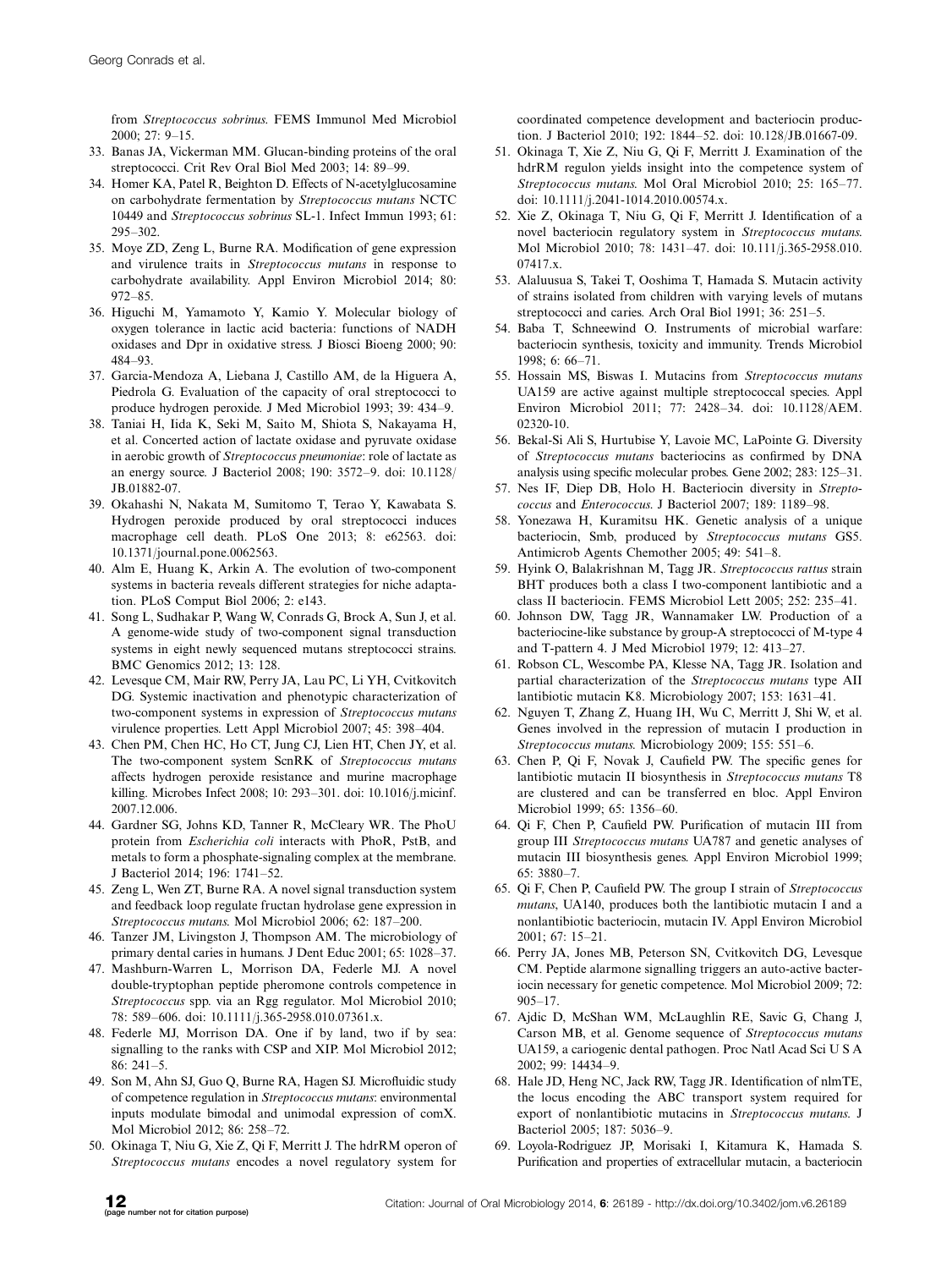from *Streptococcus sobrinus*. FEMS Immunol Med Microbiol 2000; 27: 9–15.

33. Banas JA, Vickerman MM. Glucan-binding proteins of the oral streptococci. Crit Rev Oral Biol Med 2003; 14: 89–99.
34. Homer KA, Patel R, Beighton D. Effects of N-acetylglucosamine on carbohydrate fermentation by *Streptococcus mutans* NCTC 10449 and *Streptococcus sobrinus* SL-1. Infect Immun 1993; 61: 295–302.
35. Moye ZD, Zeng L, Burne RA. Modification of gene expression and virulence traits in *Streptococcus mutans* in response to carbohydrate availability. Appl Environ Microbiol 2014; 80: 972–85.
36. Higuchi M, Yamamoto Y, Kamio Y. Molecular biology of oxygen tolerance in lactic acid bacteria: functions of NADH oxidases and Dpr in oxidative stress. J Biosci Bioeng 2000; 90: 484–93.
37. Garcia-Mendoza A, Liebana J, Castillo AM, de la Higuera A, Piedrola G. Evaluation of the capacity of oral streptococci to produce hydrogen peroxide. J Med Microbiol 1993; 39: 434–9.
38. Taniai H, Iida K, Seki M, Saito M, Shiota S, Nakayama H, et al. Concerted action of lactate oxidase and pyruvate oxidase in aerobic growth of *Streptococcus pneumoniae*: role of lactate as an energy source. J Bacteriol 2008; 190: 3572–9. doi: 10.1128/JB.01882-07.
39. Okahashi N, Nakata M, Sumitomo T, Terao Y, Kawabata S. Hydrogen peroxide produced by oral streptococci induces macrophage cell death. PLoS One 2013; 8: e62563. doi: 10.1371/journal.pone.0062563.
40. Alm E, Huang K, Arkin A. The evolution of two-component systems in bacteria reveals different strategies for niche adaptation. PLoS Comput Biol 2006; 2: e143.
41. Song L, Sudhakar P, Wang W, Conrads G, Brock A, Sun J, et al. A genome-wide study of two-component signal transduction systems in eight newly sequenced mutans streptococci strains. BMC Genomics 2012; 13: 128.
42. Levesque CM, Mair RW, Perry JA, Lau PC, Li YH, Cvitkovitch DG. Systemic inactivation and phenotypic characterization of two-component systems in expression of *Streptococcus mutans* virulence properties. Lett Appl Microbiol 2007; 45: 398–404.
43. Chen PM, Chen HC, Ho CT, Jung CJ, Lien HT, Chen JY, et al. The two-component system ScnRK of *Streptococcus mutans* affects hydrogen peroxide resistance and murine macrophage killing. Microbes Infect 2008; 10: 293–301. doi: 10.1016/j.micinf.2007.12.006.
44. Gardner SG, Johns KD, Tanner R, McCleary WR. The PhoU protein from *Escherichia coli* interacts with PhoR, PstB, and metals to form a phosphate-signaling complex at the membrane. J Bacteriol 2014; 196: 1741–52.
45. Zeng L, Wen ZT, Burne RA. A novel signal transduction system and feedback loop regulate fructan hydrolase gene expression in *Streptococcus mutans*. Mol Microbiol 2006; 62: 187–200.
46. Tanzer JM, Livingston J, Thompson AM. The microbiology of primary dental caries in humans. J Dent Educ 2001; 65: 1028–37.
47. Mashburn-Warren L, Morrison DA, Federle MJ. A novel double-tryptophan peptide pheromone controls competence in *Streptococcus* spp. via an Rgg regulator. Mol Microbiol 2010; 78: 589–606. doi: 10.1111/j.365-2958.010.07361.x.
48. Federle MJ, Morrison DA. One if by land, two if by sea: signalling to the ranks with CSP and XIP. Mol Microbiol 2012; 86: 241–5.
49. Son M, Ahn SJ, Guo Q, Burne RA, Hagen SJ. Microfluidic study of competence regulation in *Streptococcus mutans*: environmental inputs modulate bimodal and unimodal expression of comX. Mol Microbiol 2012; 86: 258–72.
50. Okinaga T, Niu G, Xie Z, Qi F, Merritt J. The hdrRM operon of *Streptococcus mutans* encodes a novel regulatory system for coordinated competence development and bacteriocin production. J Bacteriol 2010; 192: 1844–52. doi: 10.128/JB.01667-09.
51. Okinaga T, Xie Z, Niu G, Qi F, Merritt J. Examination of the hdrRM regulon yields insight into the competence system of *Streptococcus mutans*. Mol Oral Microbiol 2010; 25: 165–77. doi: 10.1111/j.2041-1014.2010.00574.x.
52. Xie Z, Okinaga T, Niu G, Qi F, Merritt J. Identification of a novel bacteriocin regulatory system in *Streptococcus mutans*. Mol Microbiol 2010; 78: 1431–47. doi: 10.111/j.365-2958.010.07417.x.
53. Alaluusua S, Takei T, Ooshima T, Hamada S. Mutacin activity of strains isolated from children with varying levels of mutans streptococci and caries. Arch Oral Biol 1991; 36: 251–5.
54. Baba T, Schneewind O. Instruments of microbial warfare: bacteriocin synthesis, toxicity and immunity. Trends Microbiol 1998; 6: 66–71.
55. Hossain MS, Biswas I. Mutacins from *Streptococcus mutans* UA159 are active against multiple streptococcal species. Appl Environ Microbiol 2011; 77: 2428–34. doi: 10.1128/AEM.02320-10.
56. Bekal-Si Ali S, Hurtubise Y, Lavoie MC, LaPointe G. Diversity of *Streptococcus mutans* bacteriocins as confirmed by DNA analysis using specific molecular probes. Gene 2002; 283: 125–31.
57. Nes IF, Diep DB, Holo H. Bacteriocin diversity in *Streptococcus* and *Enterococcus*. J Bacteriol 2007; 189: 1189–98.
58. Yonezawa H, Kuramitsu HK. Genetic analysis of a unique bacteriocin, Smb, produced by *Streptococcus mutans* GS5. Antimicrob Agents Chemother 2005; 49: 541–8.
59. Hyink O, Balakrishnan M, Tagg JR. *Streptococcus rattus* strain BHT produces both a class I two-component lantibiotic and a class II bacteriocin. FEMS Microbiol Lett 2005; 252: 235–41.
60. Johnson DW, Tagg JR, Wannamaker LW. Production of a bacteriocine-like substance by group-A streptococci of M-type 4 and T-pattern 4. J Med Microbiol 1979; 12: 413–27.
61. Robson CL, Wescombe PA, Klesse NA, Tagg JR. Isolation and partial characterization of the *Streptococcus mutans* type AII lantibiotic mutacin K8. Microbiology 2007; 153: 1631–41.
62. Nguyen T, Zhang Z, Huang IH, Wu C, Merritt J, Shi W, et al. Genes involved in the repression of mutacin I production in *Streptococcus mutans*. Microbiology 2009; 155: 551–6.
63. Chen P, Qi F, Novak J, Caufield PW. The specific genes for lantibiotic mutacin II biosynthesis in *Streptococcus mutans* T8 are clustered and can be transferred en bloc. Appl Environ Microbiol 1999; 65: 1356–60.
64. Qi F, Chen P, Caufield PW. Purification of mutacin III from group III *Streptococcus mutans* UA787 and genetic analyses of mutacin III biosynthesis genes. Appl Environ Microbiol 1999; 65: 3880–7.
65. Qi F, Chen P, Caufield PW. The group I strain of *Streptococcus mutans*, UA140, produces both the lantibiotic mutacin I and a nonlantibiotic bacteriocin, mutacin IV. Appl Environ Microbiol 2001; 67: 15–21.
66. Perry JA, Jones MB, Peterson SN, Cvitkovitch DG, Levesque CM. Peptide alarmone signalling triggers an auto-active bacteriocin necessary for genetic competence. Mol Microbiol 2009; 72: 905–17.
67. Ajdic D, McShan WM, McLaughlin RE, Savic G, Chang J, Carson MB, et al. Genome sequence of *Streptococcus mutans* UA159, a cariogenic dental pathogen. Proc Natl Acad Sci U S A 2002; 99: 14434–9.
68. Hale JD, Heng NC, Jack RW, Tagg JR. Identification of nlmTE, the locus encoding the ABC transport system required for export of nonlantibiotic mutacins in *Streptococcus mutans*. J Bacteriol 2005; 187: 5036–9.
69. Loyola-Rodriguez JP, Morisaki I, Kitamura K, Hamada S. Purification and properties of extracellular mutacin, a bacteriocin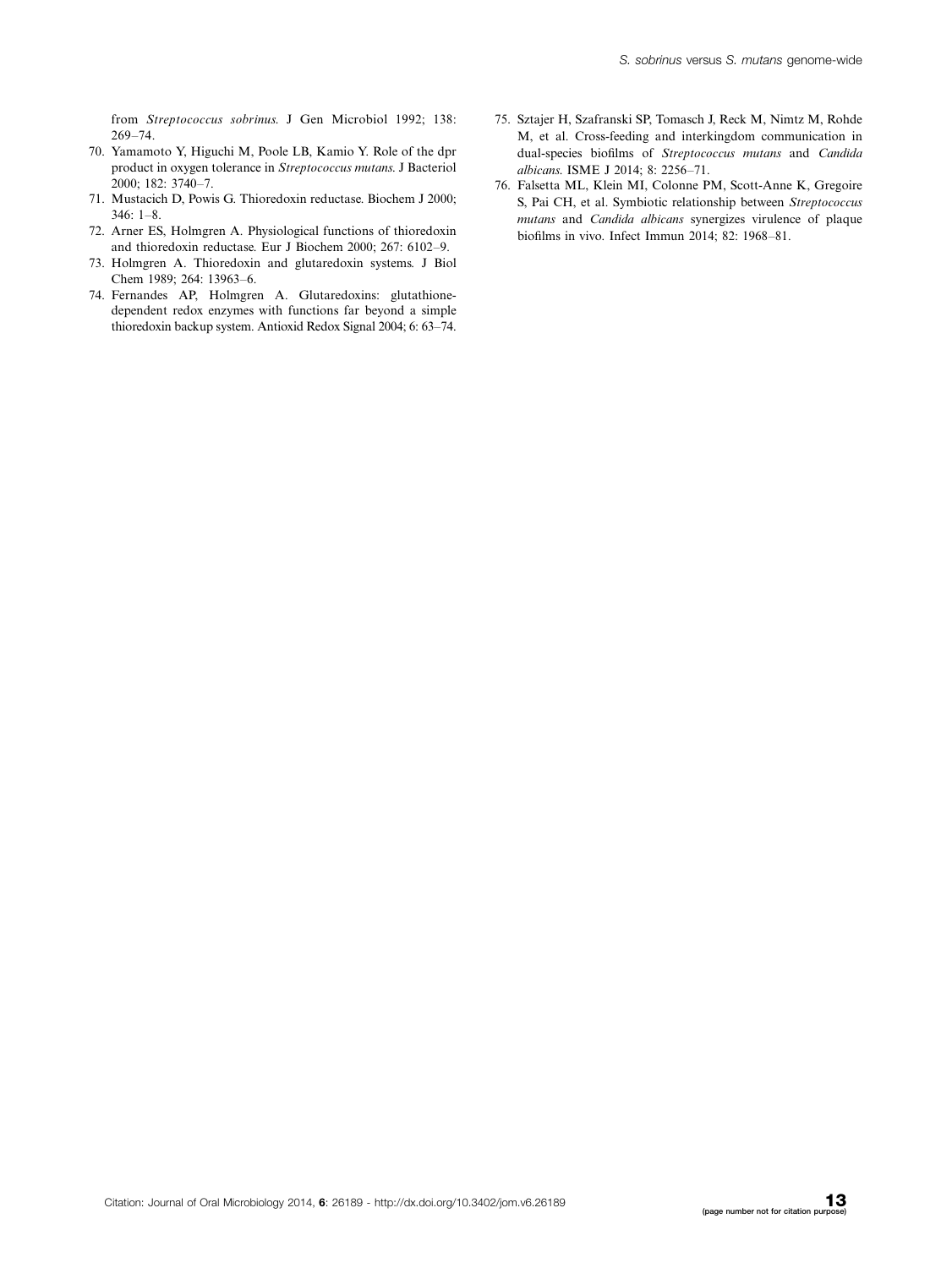from *Streptococcus sobrinus*. J Gen Microbiol 1992; 138: 269–74.

70. Yamamoto Y, Higuchi M, Poole LB, Kamio Y. Role of the dpr product in oxygen tolerance in *Streptococcus mutans*. J Bacteriol 2000; 182: 3740–7.
71. Mustacich D, Powis G. Thioredoxin reductase. Biochem J 2000; 346: 1–8.
72. Arner ES, Holmgren A. Physiological functions of thioredoxin and thioredoxin reductase. Eur J Biochem 2000; 267: 6102–9.
73. Holmgren A. Thioredoxin and glutaredoxin systems. J Biol Chem 1989; 264: 13963–6.
74. Fernandes AP, Holmgren A. Glutaredoxins: glutathione-dependent redox enzymes with functions far beyond a simple thioredoxin backup system. Antioxid Redox Signal 2004; 6: 63–74.
75. Sztajer H, Szafranski SP, Tomasch J, Reck M, Nimtz M, Rohde M, et al. Cross-feeding and interkingdom communication in dual-species biofilms of *Streptococcus mutans* and *Candida albicans*. ISME J 2014; 8: 2256–71.
76. Falsetta ML, Klein MI, Colonne PM, Scott-Anne K, Gregoire S, Pai CH, et al. Symbiotic relationship between *Streptococcus mutans* and *Candida albicans* synergizes virulence of plaque biofilms in vivo. Infect Immun 2014; 82: 1968–81.